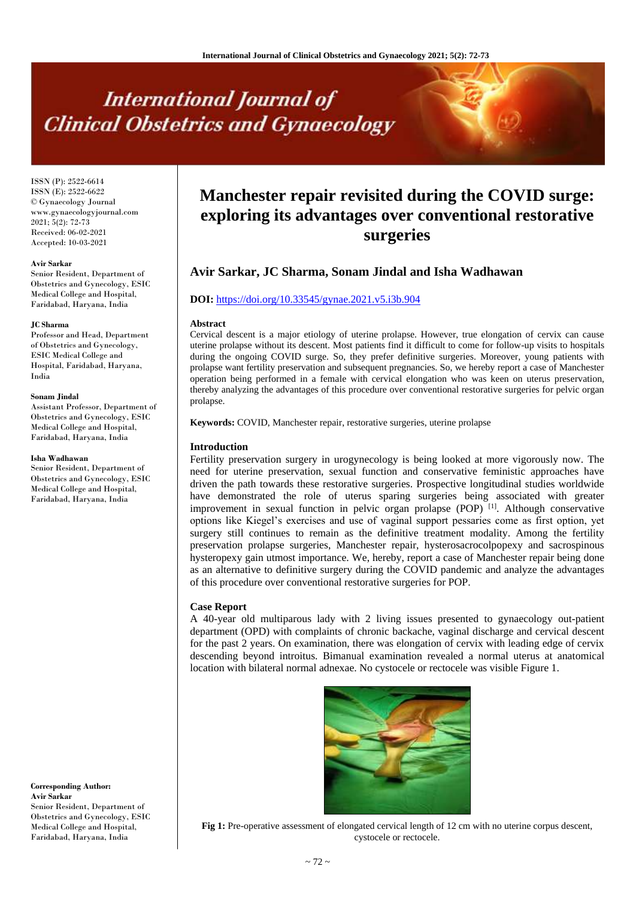# Manchester repair revisited during the COVID surge: exploring its advantages over conventional restorative surgeries

**Avir Sarkar, JC Sharma, Sonam Jindal and Isha Wadhawan**

**DOI:** https://doi.org/10.33545/gynae.2021.v5.i3b.904

ISSN (P): 2522-6614
ISSN (E): 2522-6622
© Gynaecology Journal
www.gynaecologyjournal.com
2021; 5(2): 72-73
Received: 06-02-2021
Accepted: 10-03-2021

**Avir Sarkar**
Senior Resident, Department of Obstetrics and Gynecology, ESIC Medical College and Hospital, Faridabad, Haryana, India

**JC Sharma**
Professor and Head, Department of Obstetrics and Gynecology, ESIC Medical College and Hospital, Faridabad, Haryana, India

**Sonam Jindal**
Assistant Professor, Department of Obstetrics and Gynecology, ESIC Medical College and Hospital, Faridabad, Haryana, India

**Isha Wadhawan**
Senior Resident, Department of Obstetrics and Gynecology, ESIC Medical College and Hospital, Faridabad, Haryana, India

**Corresponding Author:**
**Avir Sarkar**
Senior Resident, Department of Obstetrics and Gynecology, ESIC Medical College and Hospital, Faridabad, Haryana, India

## Abstract

Cervical descent is a major etiology of uterine prolapse. However, true elongation of cervix can cause uterine prolapse without its descent. Most patients find it difficult to come for follow-up visits to hospitals during the ongoing COVID surge. So, they prefer definitive surgeries. Moreover, young patients with prolapse want fertility preservation and subsequent pregnancies. So, we hereby report a case of Manchester operation being performed in a female with cervical elongation who was keen on uterus preservation, thereby analyzing the advantages of this procedure over conventional restorative surgeries for pelvic organ prolapse.

**Keywords:** COVID, Manchester repair, restorative surgeries, uterine prolapse

## Introduction

Fertility preservation surgery in urogynecology is being looked at more vigorously now. The need for uterine preservation, sexual function and conservative feministic approaches have driven the path towards these restorative surgeries. Prospective longitudinal studies worldwide have demonstrated the role of uterus sparing surgeries being associated with greater improvement in sexual function in pelvic organ prolapse (POP) [1]. Although conservative options like Kiegel's exercises and use of vaginal support pessaries come as first option, yet surgery still continues to remain as the definitive treatment modality. Among the fertility preservation prolapse surgeries, Manchester repair, hysterosacrocolpopexy and sacrospinous hysteropexy gain utmost importance. We, hereby, report a case of Manchester repair being done as an alternative to definitive surgery during the COVID pandemic and analyze the advantages of this procedure over conventional restorative surgeries for POP.

## Case Report

A 40-year old multiparous lady with 2 living issues presented to gynaecology out-patient department (OPD) with complaints of chronic backache, vaginal discharge and cervical descent for the past 2 years. On examination, there was elongation of cervix with leading edge of cervix descending beyond introitus. Bimanual examination revealed a normal uterus at anatomical location with bilateral normal adnexae. No cystocele or rectocele was visible Figure 1.

**Fig 1:** Pre-operative assessment of elongated cervical length of 12 cm with no uterine corpus descent, cystocele or rectocele.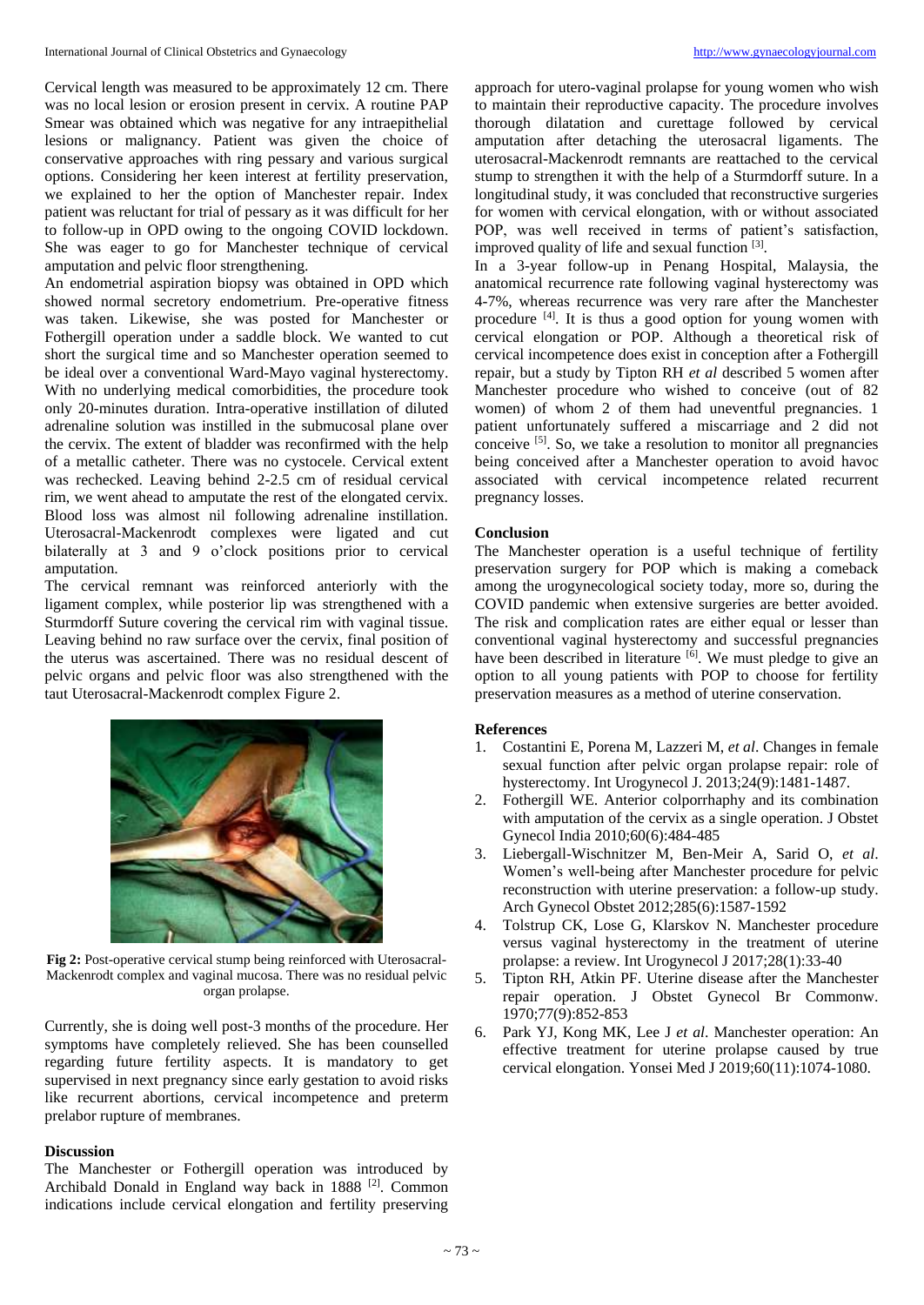Cervical length was measured to be approximately 12 cm. There was no local lesion or erosion present in cervix. A routine PAP Smear was obtained which was negative for any intraepithelial lesions or malignancy. Patient was given the choice of conservative approaches with ring pessary and various surgical options. Considering her keen interest at fertility preservation, we explained to her the option of Manchester repair. Index patient was reluctant for trial of pessary as it was difficult for her to follow-up in OPD owing to the ongoing COVID lockdown. She was eager to go for Manchester technique of cervical amputation and pelvic floor strengthening.

An endometrial aspiration biopsy was obtained in OPD which showed normal secretory endometrium. Pre-operative fitness was taken. Likewise, she was posted for Manchester or Fothergill operation under a saddle block. We wanted to cut short the surgical time and so Manchester operation seemed to be ideal over a conventional Ward-Mayo vaginal hysterectomy. With no underlying medical comorbidities, the procedure took only 20-minutes duration. Intra-operative instillation of diluted adrenaline solution was instilled in the submucosal plane over the cervix. The extent of bladder was reconfirmed with the help of a metallic catheter. There was no cystocele. Cervical extent was rechecked. Leaving behind 2-2.5 cm of residual cervical rim, we went ahead to amputate the rest of the elongated cervix. Blood loss was almost nil following adrenaline instillation. Uterosacral-Mackenrodt complexes were ligated and cut bilaterally at 3 and 9 o'clock positions prior to cervical amputation.

The cervical remnant was reinforced anteriorly with the ligament complex, while posterior lip was strengthened with a Sturmdorff Suture covering the cervical rim with vaginal tissue. Leaving behind no raw surface over the cervix, final position of the uterus was ascertained. There was no residual descent of pelvic organs and pelvic floor was also strengthened with the taut Uterosacral-Mackenrodt complex Figure 2.

**Fig 2:** Post-operative cervical stump being reinforced with Uterosacral-Mackenrodt complex and vaginal mucosa. There was no residual pelvic organ prolapse.

Currently, she is doing well post-3 months of the procedure. Her symptoms have completely relieved. She has been counselled regarding future fertility aspects. It is mandatory to get supervised in next pregnancy since early gestation to avoid risks like recurrent abortions, cervical incompetence and preterm prelabor rupture of membranes.

## Discussion

The Manchester or Fothergill operation was introduced by Archibald Donald in England way back in 1888 [2]. Common indications include cervical elongation and fertility preserving approach for utero-vaginal prolapse for young women who wish to maintain their reproductive capacity. The procedure involves thorough dilatation and curettage followed by cervical amputation after detaching the uterosacral ligaments. The uterosacral-Mackenrodt remnants are reattached to the cervical stump to strengthen it with the help of a Sturmdorff suture. In a longitudinal study, it was concluded that reconstructive surgeries for women with cervical elongation, with or without associated POP, was well received in terms of patient's satisfaction, improved quality of life and sexual function [3].

In a 3-year follow-up in Penang Hospital, Malaysia, the anatomical recurrence rate following vaginal hysterectomy was 4-7%, whereas recurrence was very rare after the Manchester procedure [4]. It is thus a good option for young women with cervical elongation or POP. Although a theoretical risk of cervical incompetence does exist in conception after a Fothergill repair, but a study by Tipton RH *et al* described 5 women after Manchester procedure who wished to conceive (out of 82 women) of whom 2 of them had uneventful pregnancies. 1 patient unfortunately suffered a miscarriage and 2 did not conceive [5]. So, we take a resolution to monitor all pregnancies being conceived after a Manchester operation to avoid havoc associated with cervical incompetence related recurrent pregnancy losses.

## Conclusion

The Manchester operation is a useful technique of fertility preservation surgery for POP which is making a comeback among the urogynecological society today, more so, during the COVID pandemic when extensive surgeries are better avoided. The risk and complication rates are either equal or lesser than conventional vaginal hysterectomy and successful pregnancies have been described in literature [6]. We must pledge to give an option to all young patients with POP to choose for fertility preservation measures as a method of uterine conservation.

## References

1. Costantini E, Porena M, Lazzeri M, *et al*. Changes in female sexual function after pelvic organ prolapse repair: role of hysterectomy. Int Urogynecol J. 2013;24(9):1481-1487.
2. Fothergill WE. Anterior colporrhaphy and its combination with amputation of the cervix as a single operation. J Obstet Gynecol India 2010;60(6):484-485
3. Liebergall-Wischnitzer M, Ben-Meir A, Sarid O, *et al*. Women's well-being after Manchester procedure for pelvic reconstruction with uterine preservation: a follow-up study. Arch Gynecol Obstet 2012;285(6):1587-1592
4. Tolstrup CK, Lose G, Klarskov N. Manchester procedure versus vaginal hysterectomy in the treatment of uterine prolapse: a review. Int Urogynecol J 2017;28(1):33-40
5. Tipton RH, Atkin PF. Uterine disease after the Manchester repair operation. J Obstet Gynecol Br Commonw. 1970;77(9):852-853
6. Park YJ, Kong MK, Lee J *et al*. Manchester operation: An effective treatment for uterine prolapse caused by true cervical elongation. Yonsei Med J 2019;60(11):1074-1080.